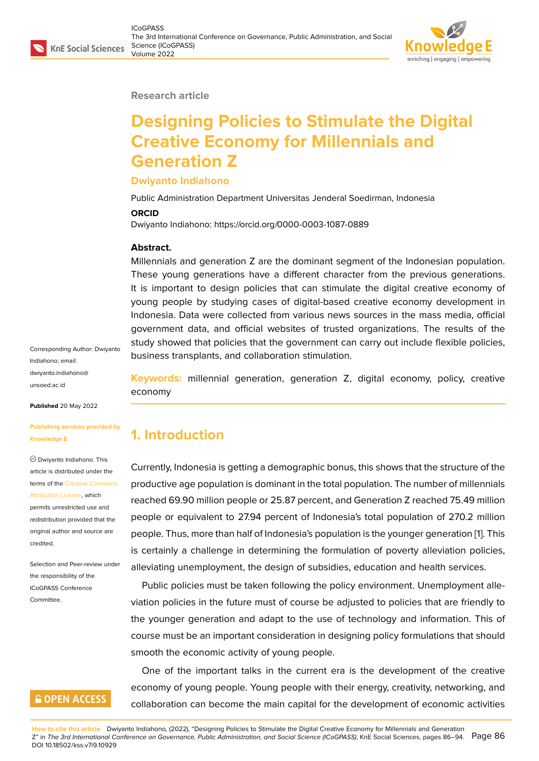Research article

# Designing Policies to Stimulate the Digital Creative Economy for Millennials and Generation Z

**Dwiyanto Indiahono**

Public Administration Department Universitas Jenderal Soedirman, Indonesia

**ORCID**

Dwiyanto Indiahono: https://orcid.org/0000-0003-1087-0889

**Abstract.**

Millennials and generation Z are the dominant segment of the Indonesian population. These young generations have a different character from the previous generations. It is important to design policies that can stimulate the digital creative economy of young people by studying cases of digital-based creative economy development in Indonesia. Data were collected from various news sources in the mass media, official government data, and official websites of trusted organizations. The results of the study showed that policies that the government can carry out include flexible policies, business transplants, and collaboration stimulation.

**Keywords:** millennial generation, generation Z, digital economy, policy, creative economy

Corresponding Author: Dwiyanto Indiahono; email: dwiyanto.indiahono@unsoed.ac.id

**Published** 20 May 2022

**Publishing services provided by Knowledge E**

© Dwiyanto Indiahono. This article is distributed under the terms of the Creative Commons Attribution License, which permits unrestricted use and redistribution provided that the original author and source are credited.

Selection and Peer-review under the responsibility of the ICoGPASS Conference Committee.

## 1. Introduction

Currently, Indonesia is getting a demographic bonus, this shows that the structure of the productive age population is dominant in the total population. The number of millennials reached 69.90 million people or 25.87 percent, and Generation Z reached 75.49 million people or equivalent to 27.94 percent of Indonesia's total population of 270.2 million people. Thus, more than half of Indonesia's population is the younger generation [1]. This is certainly a challenge in determining the formulation of poverty alleviation policies, alleviating unemployment, the design of subsidies, education and health services.

Public policies must be taken following the policy environment. Unemployment alleviation policies in the future must of course be adjusted to policies that are friendly to the younger generation and adapt to the use of technology and information. This of course must be an important consideration in designing policy formulations that should smooth the economic activity of young people.

One of the important talks in the current era is the development of the creative economy of young people. Young people with their energy, creativity, networking, and collaboration can become the main capital for the development of economic activities

How to cite this article: Dwiyanto Indiahono, (2022), "Designing Policies to Stimulate the Digital Creative Economy for Millennials and Generation Z" in *The 3rd International Conference on Governance, Public Administration, and Social Science (ICoGPASS)*, KnE Social Sciences, pages 86–94. DOI 10.18502/kss.v7i9.10929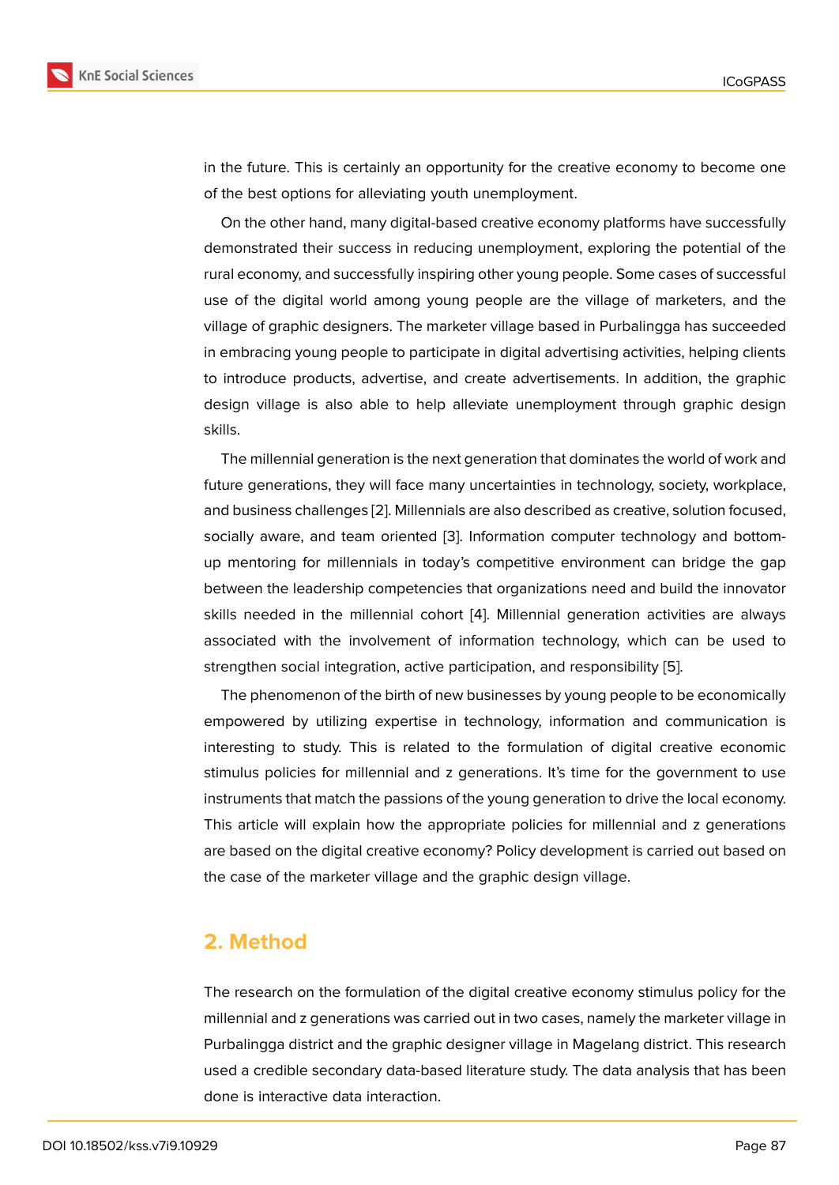in the future. This is certainly an opportunity for the creative economy to become one of the best options for alleviating youth unemployment.

On the other hand, many digital-based creative economy platforms have successfully demonstrated their success in reducing unemployment, exploring the potential of the rural economy, and successfully inspiring other young people. Some cases of successful use of the digital world among young people are the village of marketers, and the village of graphic designers. The marketer village based in Purbalingga has succeeded in embracing young people to participate in digital advertising activities, helping clients to introduce products, advertise, and create advertisements. In addition, the graphic design village is also able to help alleviate unemployment through graphic design skills.

The millennial generation is the next generation that dominates the world of work and future generations, they will face many uncertainties in technology, society, workplace, and business challenges [2]. Millennials are also described as creative, solution focused, socially aware, and team oriented [3]. Information computer technology and bottom-up mentoring for millennials in today's competitive environment can bridge the gap between the leadership competencies that organizations need and build the innovator skills needed in the millennial cohort [4]. Millennial generation activities are always associated with the involvement of information technology, which can be used to strengthen social integration, active participation, and responsibility [5].

The phenomenon of the birth of new businesses by young people to be economically empowered by utilizing expertise in technology, information and communication is interesting to study. This is related to the formulation of digital creative economic stimulus policies for millennial and z generations. It's time for the government to use instruments that match the passions of the young generation to drive the local economy. This article will explain how the appropriate policies for millennial and z generations are based on the digital creative economy? Policy development is carried out based on the case of the marketer village and the graphic design village.

## 2. Method

The research on the formulation of the digital creative economy stimulus policy for the millennial and z generations was carried out in two cases, namely the marketer village in Purbalingga district and the graphic designer village in Magelang district. This research used a credible secondary data-based literature study. The data analysis that has been done is interactive data interaction.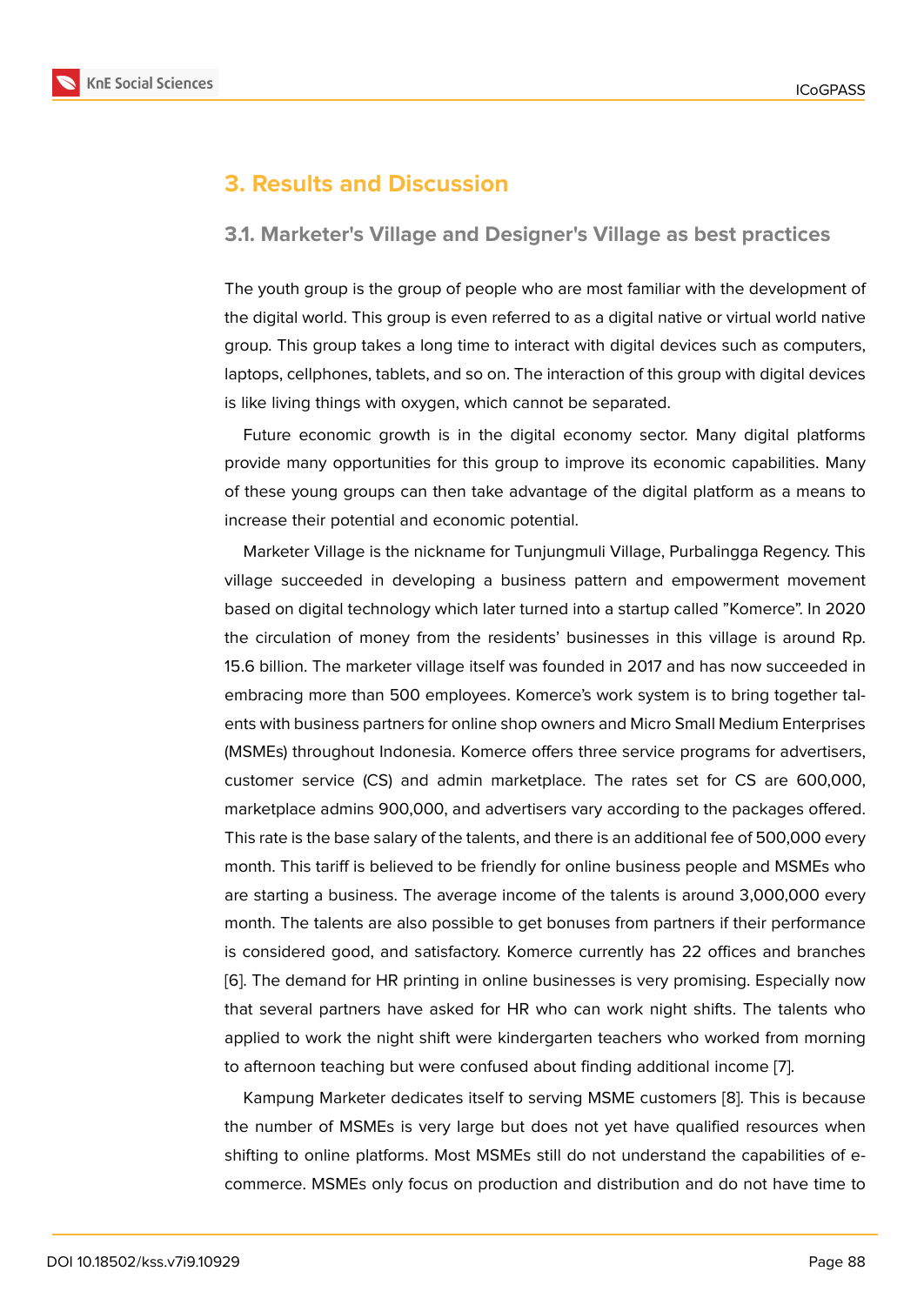# 3. Results and Discussion

## 3.1. Marketer's Village and Designer's Village as best practices

The youth group is the group of people who are most familiar with the development of the digital world. This group is even referred to as a digital native or virtual world native group. This group takes a long time to interact with digital devices such as computers, laptops, cellphones, tablets, and so on. The interaction of this group with digital devices is like living things with oxygen, which cannot be separated.

Future economic growth is in the digital economy sector. Many digital platforms provide many opportunities for this group to improve its economic capabilities. Many of these young groups can then take advantage of the digital platform as a means to increase their potential and economic potential.

Marketer Village is the nickname for Tunjungmuli Village, Purbalingga Regency. This village succeeded in developing a business pattern and empowerment movement based on digital technology which later turned into a startup called "Komerce". In 2020 the circulation of money from the residents' businesses in this village is around Rp. 15.6 billion. The marketer village itself was founded in 2017 and has now succeeded in embracing more than 500 employees. Komerce's work system is to bring together talents with business partners for online shop owners and Micro Small Medium Enterprises (MSMEs) throughout Indonesia. Komerce offers three service programs for advertisers, customer service (CS) and admin marketplace. The rates set for CS are 600,000, marketplace admins 900,000, and advertisers vary according to the packages offered. This rate is the base salary of the talents, and there is an additional fee of 500,000 every month. This tariff is believed to be friendly for online business people and MSMEs who are starting a business. The average income of the talents is around 3,000,000 every month. The talents are also possible to get bonuses from partners if their performance is considered good, and satisfactory. Komerce currently has 22 offices and branches [6]. The demand for HR printing in online businesses is very promising. Especially now that several partners have asked for HR who can work night shifts. The talents who applied to work the night shift were kindergarten teachers who worked from morning to afternoon teaching but were confused about finding additional income [7].

Kampung Marketer dedicates itself to serving MSME customers [8]. This is because the number of MSMEs is very large but does not yet have qualified resources when shifting to online platforms. Most MSMEs still do not understand the capabilities of e-commerce. MSMEs only focus on production and distribution and do not have time to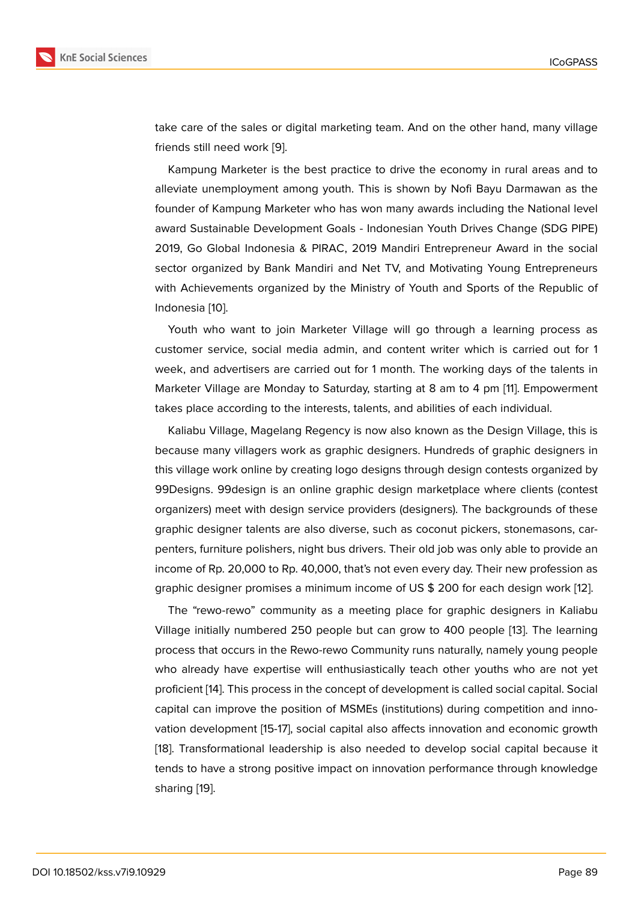take care of the sales or digital marketing team. And on the other hand, many village friends still need work [9].

Kampung Marketer is the best practice to drive the economy in rural areas and to alleviate unemployment among youth. This is shown by Nofi Bayu Darmawan as the founder of Kampung Marketer who has won many awards including the National level award Sustainable Development Goals - Indonesian Youth Drives Change (SDG PIPE) 2019, Go Global Indonesia & PIRAC, 2019 Mandiri Entrepreneur Award in the social sector organized by Bank Mandiri and Net TV, and Motivating Young Entrepreneurs with Achievements organized by the Ministry of Youth and Sports of the Republic of Indonesia [10].

Youth who want to join Marketer Village will go through a learning process as customer service, social media admin, and content writer which is carried out for 1 week, and advertisers are carried out for 1 month. The working days of the talents in Marketer Village are Monday to Saturday, starting at 8 am to 4 pm [11]. Empowerment takes place according to the interests, talents, and abilities of each individual.

Kaliabu Village, Magelang Regency is now also known as the Design Village, this is because many villagers work as graphic designers. Hundreds of graphic designers in this village work online by creating logo designs through design contests organized by 99Designs. 99design is an online graphic design marketplace where clients (contest organizers) meet with design service providers (designers). The backgrounds of these graphic designer talents are also diverse, such as coconut pickers, stonemasons, carpenters, furniture polishers, night bus drivers. Their old job was only able to provide an income of Rp. 20,000 to Rp. 40,000, that's not even every day. Their new profession as graphic designer promises a minimum income of US $ 200 for each design work [12].

The "rewo-rewo" community as a meeting place for graphic designers in Kaliabu Village initially numbered 250 people but can grow to 400 people [13]. The learning process that occurs in the Rewo-rewo Community runs naturally, namely young people who already have expertise will enthusiastically teach other youths who are not yet proficient [14]. This process in the concept of development is called social capital. Social capital can improve the position of MSMEs (institutions) during competition and innovation development [15-17], social capital also affects innovation and economic growth [18]. Transformational leadership is also needed to develop social capital because it tends to have a strong positive impact on innovation performance through knowledge sharing [19].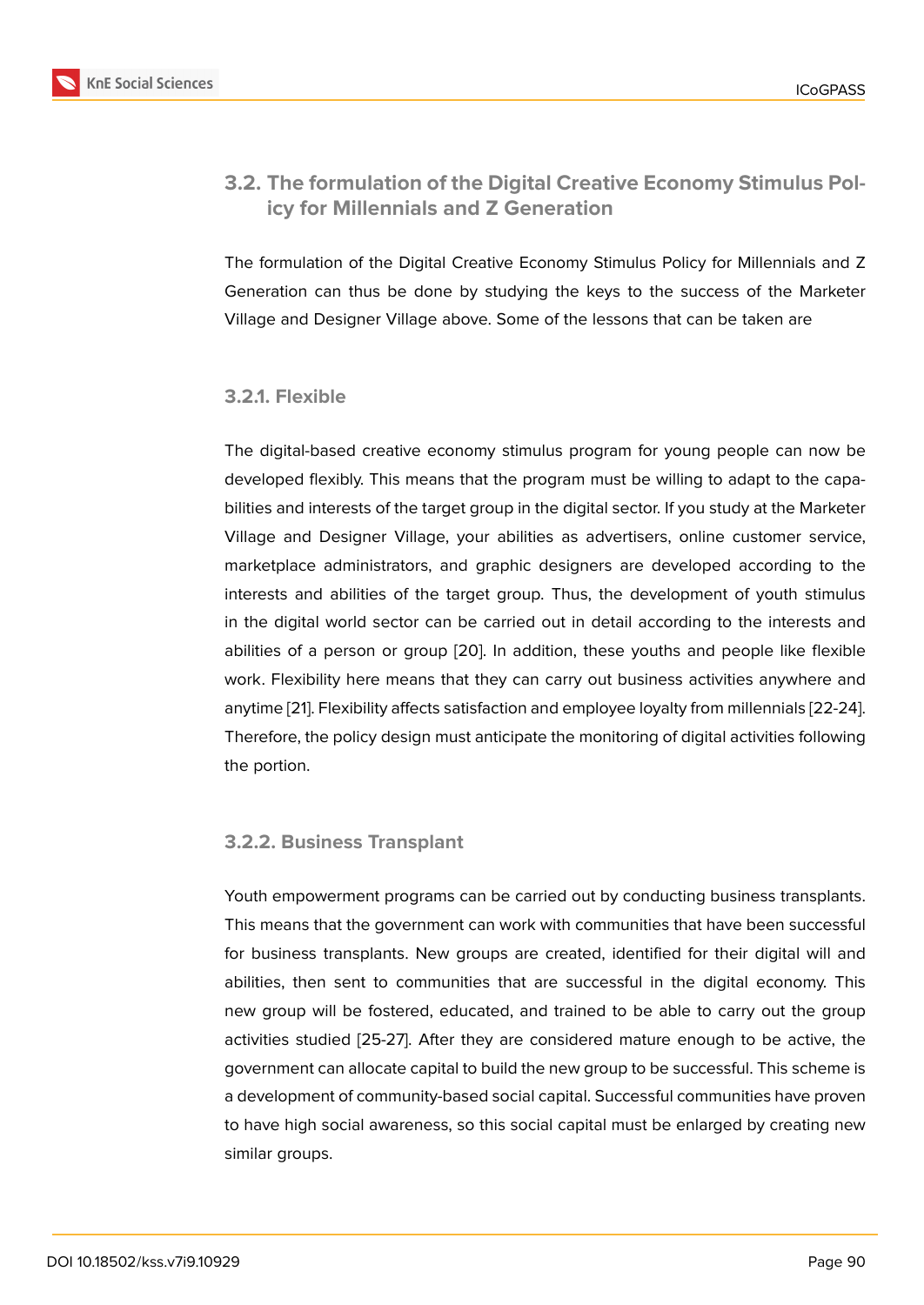## 3.2. The formulation of the Digital Creative Economy Stimulus Policy for Millennials and Z Generation

The formulation of the Digital Creative Economy Stimulus Policy for Millennials and Z Generation can thus be done by studying the keys to the success of the Marketer Village and Designer Village above. Some of the lessons that can be taken are

### 3.2.1. Flexible

The digital-based creative economy stimulus program for young people can now be developed flexibly. This means that the program must be willing to adapt to the capabilities and interests of the target group in the digital sector. If you study at the Marketer Village and Designer Village, your abilities as advertisers, online customer service, marketplace administrators, and graphic designers are developed according to the interests and abilities of the target group. Thus, the development of youth stimulus in the digital world sector can be carried out in detail according to the interests and abilities of a person or group [20]. In addition, these youths and people like flexible work. Flexibility here means that they can carry out business activities anywhere and anytime [21]. Flexibility affects satisfaction and employee loyalty from millennials [22-24]. Therefore, the policy design must anticipate the monitoring of digital activities following the portion.

### 3.2.2. Business Transplant

Youth empowerment programs can be carried out by conducting business transplants. This means that the government can work with communities that have been successful for business transplants. New groups are created, identified for their digital will and abilities, then sent to communities that are successful in the digital economy. This new group will be fostered, educated, and trained to be able to carry out the group activities studied [25-27]. After they are considered mature enough to be active, the government can allocate capital to build the new group to be successful. This scheme is a development of community-based social capital. Successful communities have proven to have high social awareness, so this social capital must be enlarged by creating new similar groups.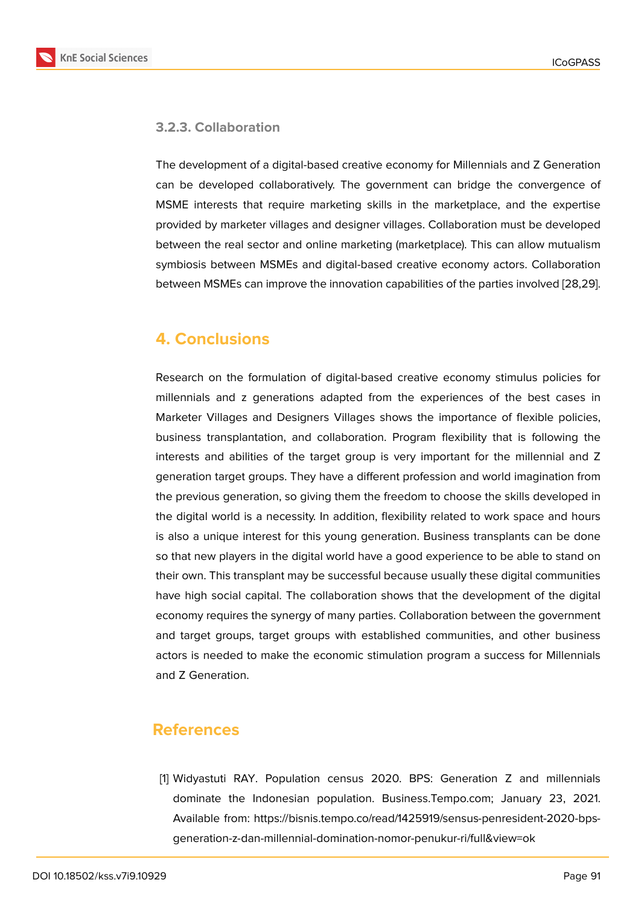#### 3.2.3. Collaboration

The development of a digital-based creative economy for Millennials and Z Generation can be developed collaboratively. The government can bridge the convergence of MSME interests that require marketing skills in the marketplace, and the expertise provided by marketer villages and designer villages. Collaboration must be developed between the real sector and online marketing (marketplace). This can allow mutualism symbiosis between MSMEs and digital-based creative economy actors. Collaboration between MSMEs can improve the innovation capabilities of the parties involved [28,29].

## 4. Conclusions

Research on the formulation of digital-based creative economy stimulus policies for millennials and z generations adapted from the experiences of the best cases in Marketer Villages and Designers Villages shows the importance of flexible policies, business transplantation, and collaboration. Program flexibility that is following the interests and abilities of the target group is very important for the millennial and Z generation target groups. They have a different profession and world imagination from the previous generation, so giving them the freedom to choose the skills developed in the digital world is a necessity. In addition, flexibility related to work space and hours is also a unique interest for this young generation. Business transplants can be done so that new players in the digital world have a good experience to be able to stand on their own. This transplant may be successful because usually these digital communities have high social capital. The collaboration shows that the development of the digital economy requires the synergy of many parties. Collaboration between the government and target groups, target groups with established communities, and other business actors is needed to make the economic stimulation program a success for Millennials and Z Generation.

## References

[1] Widyastuti RAY. Population census 2020. BPS: Generation Z and millennials dominate the Indonesian population. Business.Tempo.com; January 23, 2021. Available from: https://bisnis.tempo.co/read/1425919/sensus-penresident-2020-bps-generation-z-dan-millennial-domination-nomor-penukur-ri/full&view=ok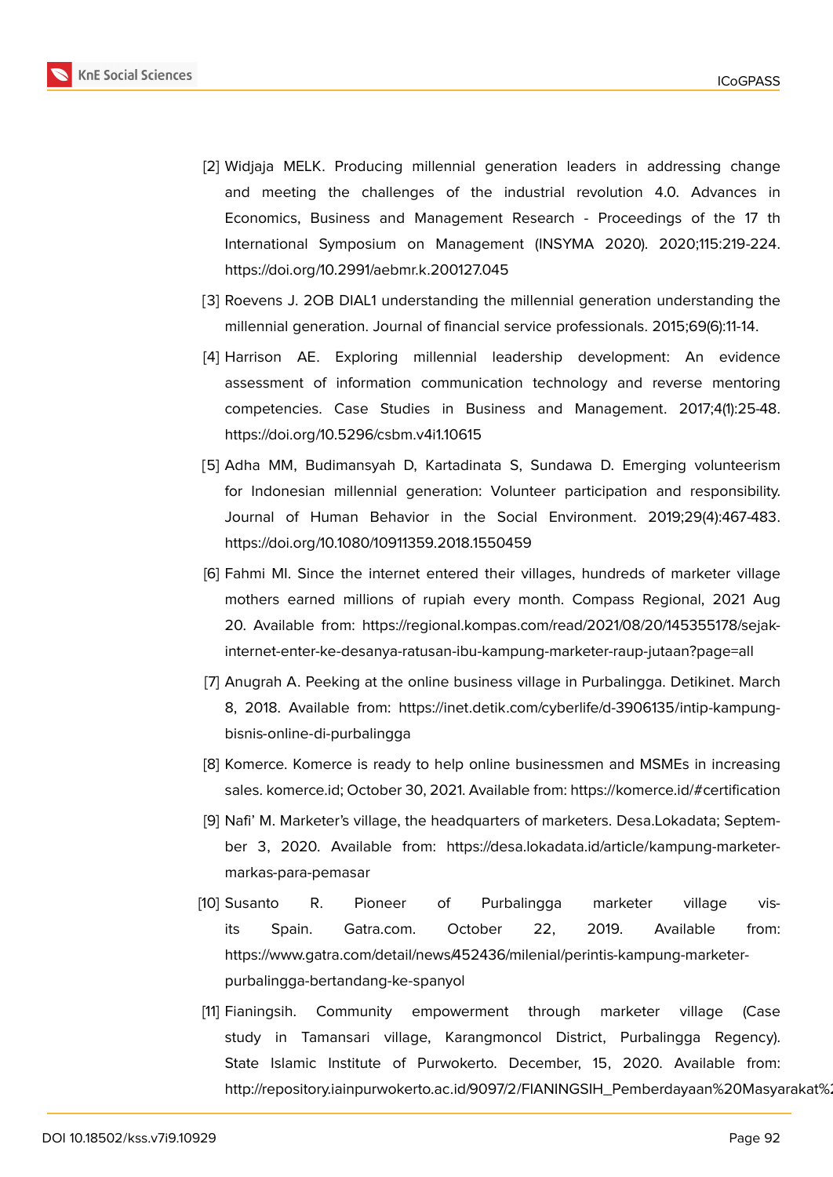[2] Widjaja MELK. Producing millennial generation leaders in addressing change and meeting the challenges of the industrial revolution 4.0. Advances in Economics, Business and Management Research - Proceedings of the 17 th International Symposium on Management (INSYMA 2020). 2020;115:219-224. https://doi.org/10.2991/aebmr.k.200127.045

[3] Roevens J. 2OB DIAL1 understanding the millennial generation understanding the millennial generation. Journal of financial service professionals. 2015;69(6):11-14.

[4] Harrison AE. Exploring millennial leadership development: An evidence assessment of information communication technology and reverse mentoring competencies. Case Studies in Business and Management. 2017;4(1):25-48. https://doi.org/10.5296/csbm.v4i1.10615

[5] Adha MM, Budimansyah D, Kartadinata S, Sundawa D. Emerging volunteerism for Indonesian millennial generation: Volunteer participation and responsibility. Journal of Human Behavior in the Social Environment. 2019;29(4):467-483. https://doi.org/10.1080/10911359.2018.1550459

[6] Fahmi MI. Since the internet entered their villages, hundreds of marketer village mothers earned millions of rupiah every month. Compass Regional, 2021 Aug 20. Available from: https://regional.kompas.com/read/2021/08/20/145355178/sejak-internet-enter-ke-desanya-ratusan-ibu-kampung-marketer-raup-jutaan?page=all

[7] Anugrah A. Peeking at the online business village in Purbalingga. Detikinet. March 8, 2018. Available from: https://inet.detik.com/cyberlife/d-3906135/intip-kampung-bisnis-online-di-purbalingga

[8] Komerce. Komerce is ready to help online businessmen and MSMEs in increasing sales. komerce.id; October 30, 2021. Available from: https://komerce.id/#certification

[9] Nafi' M. Marketer's village, the headquarters of marketers. Desa.Lokadata; September 3, 2020. Available from: https://desa.lokadata.id/article/kampung-marketer-markas-para-pemasar

[10] Susanto R. Pioneer of Purbalingga marketer village visits Spain. Gatra.com. October 22, 2019. Available from: https://www.gatra.com/detail/news/452436/milenial/perintis-kampung-marketer-purbalingga-bertandang-ke-spanyol

[11] Fianingsih. Community empowerment through marketer village (Case study in Tamansari village, Karangmoncol District, Purbalingga Regency). State Islamic Institute of Purwokerto. December, 15, 2020. Available from: http://repository.iainpurwokerto.ac.id/9097/2/FIANINGSIH_Pemberdayaan%20Masyarakat%2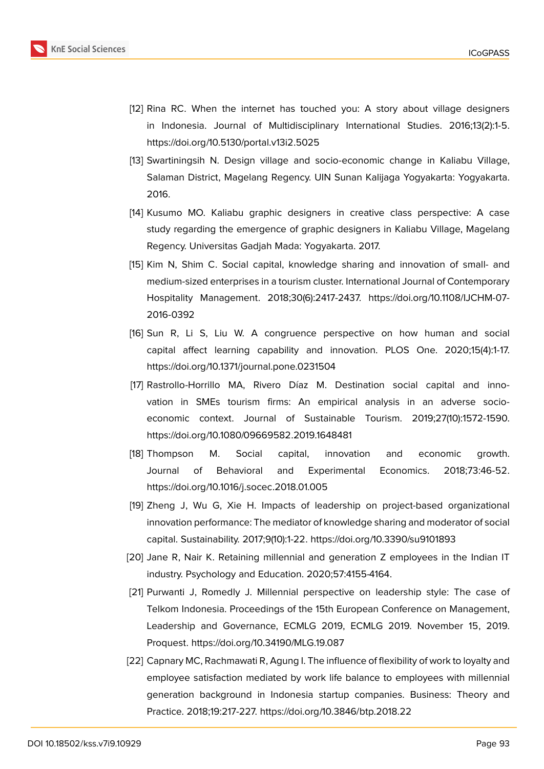[12] Rina RC. When the internet has touched you: A story about village designers in Indonesia. Journal of Multidisciplinary International Studies. 2016;13(2):1-5. https://doi.org/10.5130/portal.v13i2.5025

[13] Swartiningsih N. Design village and socio-economic change in Kaliabu Village, Salaman District, Magelang Regency. UIN Sunan Kalijaga Yogyakarta: Yogyakarta. 2016.

[14] Kusumo MO. Kaliabu graphic designers in creative class perspective: A case study regarding the emergence of graphic designers in Kaliabu Village, Magelang Regency. Universitas Gadjah Mada: Yogyakarta. 2017.

[15] Kim N, Shim C. Social capital, knowledge sharing and innovation of small- and medium-sized enterprises in a tourism cluster. International Journal of Contemporary Hospitality Management. 2018;30(6):2417-2437. https://doi.org/10.1108/IJCHM-07-2016-0392

[16] Sun R, Li S, Liu W. A congruence perspective on how human and social capital affect learning capability and innovation. PLOS One. 2020;15(4):1-17. https://doi.org/10.1371/journal.pone.0231504

[17] Rastrollo-Horrillo MA, Rivero Díaz M. Destination social capital and innovation in SMEs tourism firms: An empirical analysis in an adverse socio-economic context. Journal of Sustainable Tourism. 2019;27(10):1572-1590. https://doi.org/10.1080/09669582.2019.1648481

[18] Thompson M. Social capital, innovation and economic growth. Journal of Behavioral and Experimental Economics. 2018;73:46-52. https://doi.org/10.1016/j.socec.2018.01.005

[19] Zheng J, Wu G, Xie H. Impacts of leadership on project-based organizational innovation performance: The mediator of knowledge sharing and moderator of social capital. Sustainability. 2017;9(10):1-22. https://doi.org/10.3390/su9101893

[20] Jane R, Nair K. Retaining millennial and generation Z employees in the Indian IT industry. Psychology and Education. 2020;57:4155-4164.

[21] Purwanti J, Romedly J. Millennial perspective on leadership style: The case of Telkom Indonesia. Proceedings of the 15th European Conference on Management, Leadership and Governance, ECMLG 2019, ECMLG 2019. November 15, 2019. Proquest. https://doi.org/10.34190/MLG.19.087

[22] Capnary MC, Rachmawati R, Agung I. The influence of flexibility of work to loyalty and employee satisfaction mediated by work life balance to employees with millennial generation background in Indonesia startup companies. Business: Theory and Practice. 2018;19:217-227. https://doi.org/10.3846/btp.2018.22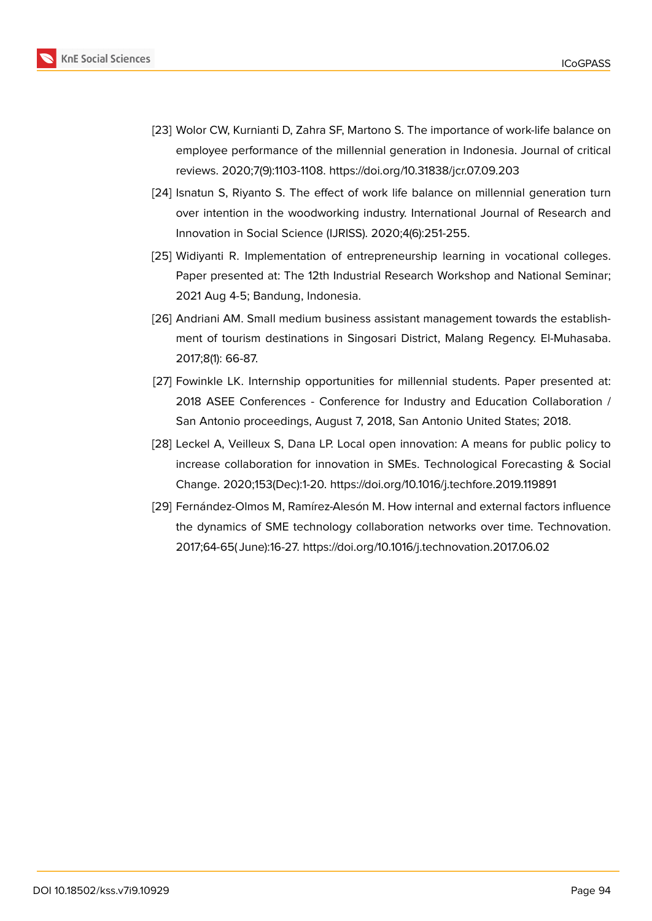[23] Wolor CW, Kurnianti D, Zahra SF, Martono S. The importance of work-life balance on employee performance of the millennial generation in Indonesia. Journal of critical reviews. 2020;7(9):1103-1108. https://doi.org/10.31838/jcr.07.09.203

[24] Isnatun S, Riyanto S. The effect of work life balance on millennial generation turn over intention in the woodworking industry. International Journal of Research and Innovation in Social Science (IJRISS). 2020;4(6):251-255.

[25] Widiyanti R. Implementation of entrepreneurship learning in vocational colleges. Paper presented at: The 12th Industrial Research Workshop and National Seminar; 2021 Aug 4-5; Bandung, Indonesia.

[26] Andriani AM. Small medium business assistant management towards the establishment of tourism destinations in Singosari District, Malang Regency. El-Muhasaba. 2017;8(1): 66-87.

[27] Fowinkle LK. Internship opportunities for millennial students. Paper presented at: 2018 ASEE Conferences - Conference for Industry and Education Collaboration / San Antonio proceedings, August 7, 2018, San Antonio United States; 2018.

[28] Leckel A, Veilleux S, Dana LP. Local open innovation: A means for public policy to increase collaboration for innovation in SMEs. Technological Forecasting & Social Change. 2020;153(Dec):1-20. https://doi.org/10.1016/j.techfore.2019.119891

[29] Fernández-Olmos M, Ramírez-Alesón M. How internal and external factors influence the dynamics of SME technology collaboration networks over time. Technovation. 2017;64-65( June):16-27. https://doi.org/10.1016/j.technovation.2017.06.02